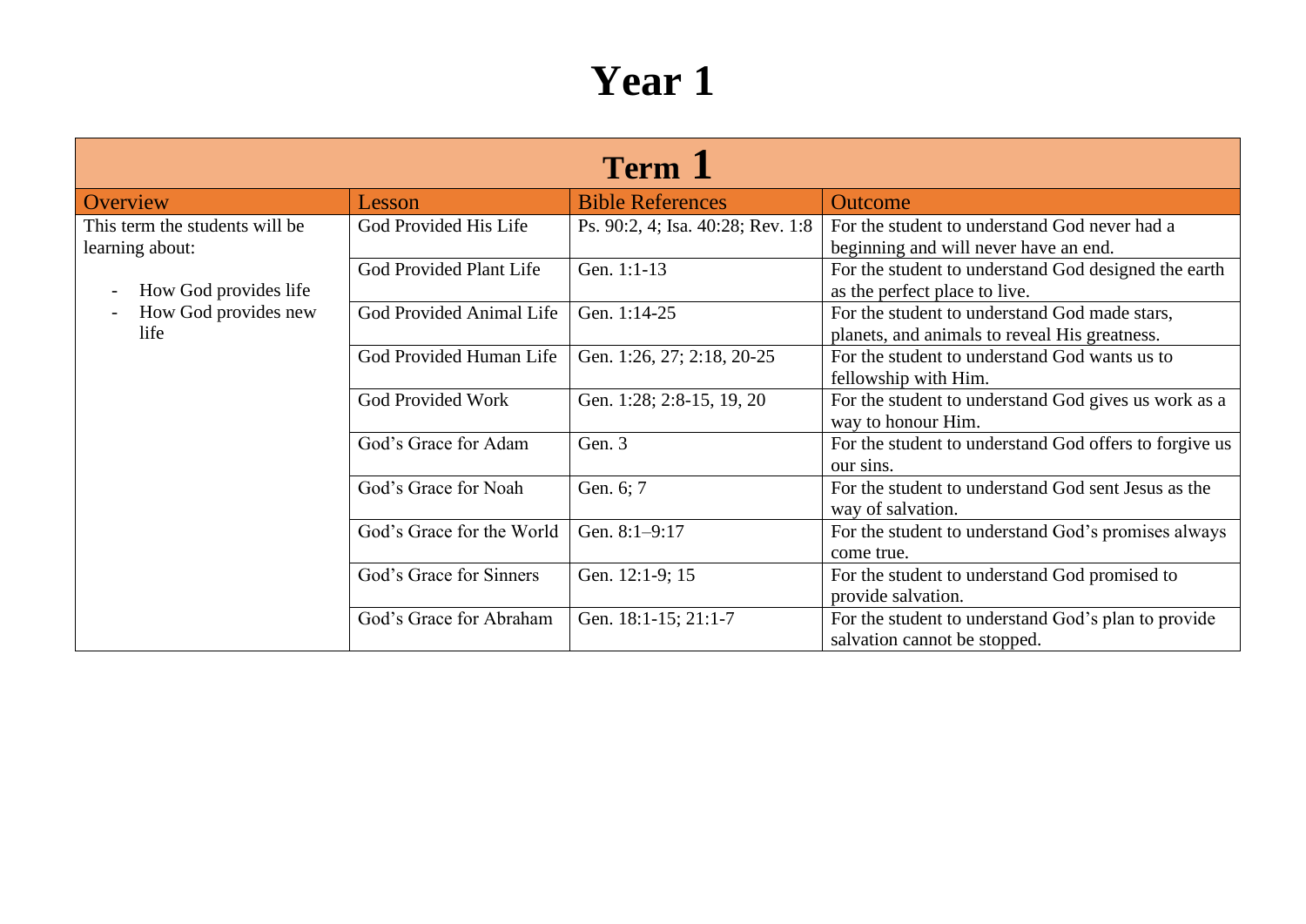# Year 1

## Term 1

| Overview | Lesson | Bible References | Outcome |
|---|---|---|---|
| This term the students will be learning about:<br><br>- How God provides life<br>- How God provides new life | God Provided His Life | Ps. 90:2, 4; Isa. 40:28; Rev. 1:8 | For the student to understand God never had a beginning and will never have an end. |
| | God Provided Plant Life | Gen. 1:1-13 | For the student to understand God designed the earth as the perfect place to live. |
| | God Provided Animal Life | Gen. 1:14-25 | For the student to understand God made stars, planets, and animals to reveal His greatness. |
| | God Provided Human Life | Gen. 1:26, 27; 2:18, 20-25 | For the student to understand God wants us to fellowship with Him. |
| | God Provided Work | Gen. 1:28; 2:8-15, 19, 20 | For the student to understand God gives us work as a way to honour Him. |
| | God's Grace for Adam | Gen. 3 | For the student to understand God offers to forgive us our sins. |
| | God's Grace for Noah | Gen. 6; 7 | For the student to understand God sent Jesus as the way of salvation. |
| | God's Grace for the World | Gen. 8:1–9:17 | For the student to understand God's promises always come true. |
| | God's Grace for Sinners | Gen. 12:1-9; 15 | For the student to understand God promised to provide salvation. |
| | God's Grace for Abraham | Gen. 18:1-15; 21:1-7 | For the student to understand God's plan to provide salvation cannot be stopped. |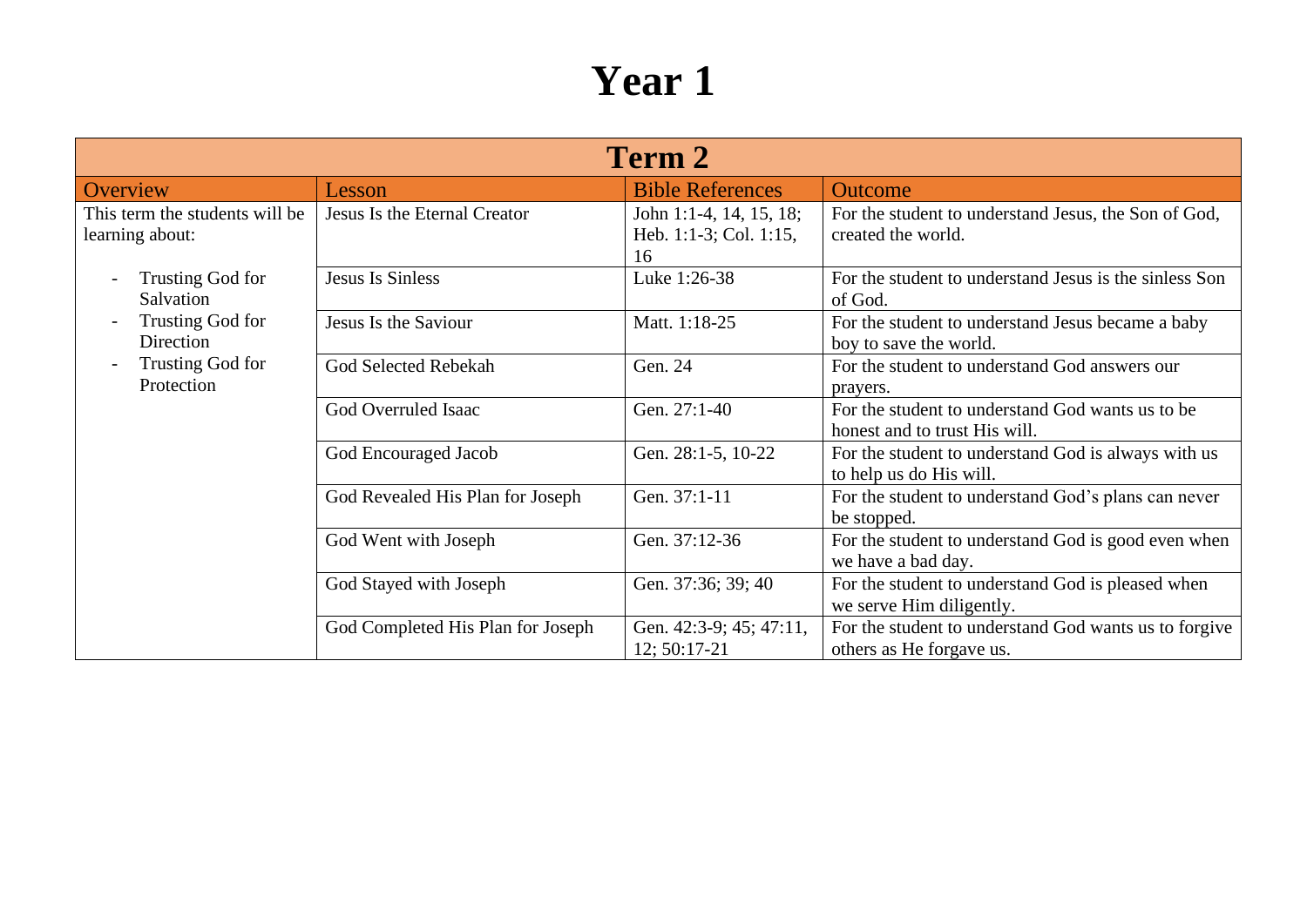# Year 1

| Term 2 | | | |
|---|---|---|---|
| **Overview** | **Lesson** | **Bible References** | **Outcome** |
| This term the students will be learning about:<br>- Trusting God for Salvation<br>- Trusting God for Direction<br>- Trusting God for Protection | Jesus Is the Eternal Creator | John 1:1-4, 14, 15, 18; Heb. 1:1-3; Col. 1:15, 16 | For the student to understand Jesus, the Son of God, created the world. |
| | Jesus Is Sinless | Luke 1:26-38 | For the student to understand Jesus is the sinless Son of God. |
| | Jesus Is the Saviour | Matt. 1:18-25 | For the student to understand Jesus became a baby boy to save the world. |
| | God Selected Rebekah | Gen. 24 | For the student to understand God answers our prayers. |
| | God Overruled Isaac | Gen. 27:1-40 | For the student to understand God wants us to be honest and to trust His will. |
| | God Encouraged Jacob | Gen. 28:1-5, 10-22 | For the student to understand God is always with us to help us do His will. |
| | God Revealed His Plan for Joseph | Gen. 37:1-11 | For the student to understand God's plans can never be stopped. |
| | God Went with Joseph | Gen. 37:12-36 | For the student to understand God is good even when we have a bad day. |
| | God Stayed with Joseph | Gen. 37:36; 39; 40 | For the student to understand God is pleased when we serve Him diligently. |
| | God Completed His Plan for Joseph | Gen. 42:3-9; 45; 47:11, 12; 50:17-21 | For the student to understand God wants us to forgive others as He forgave us. |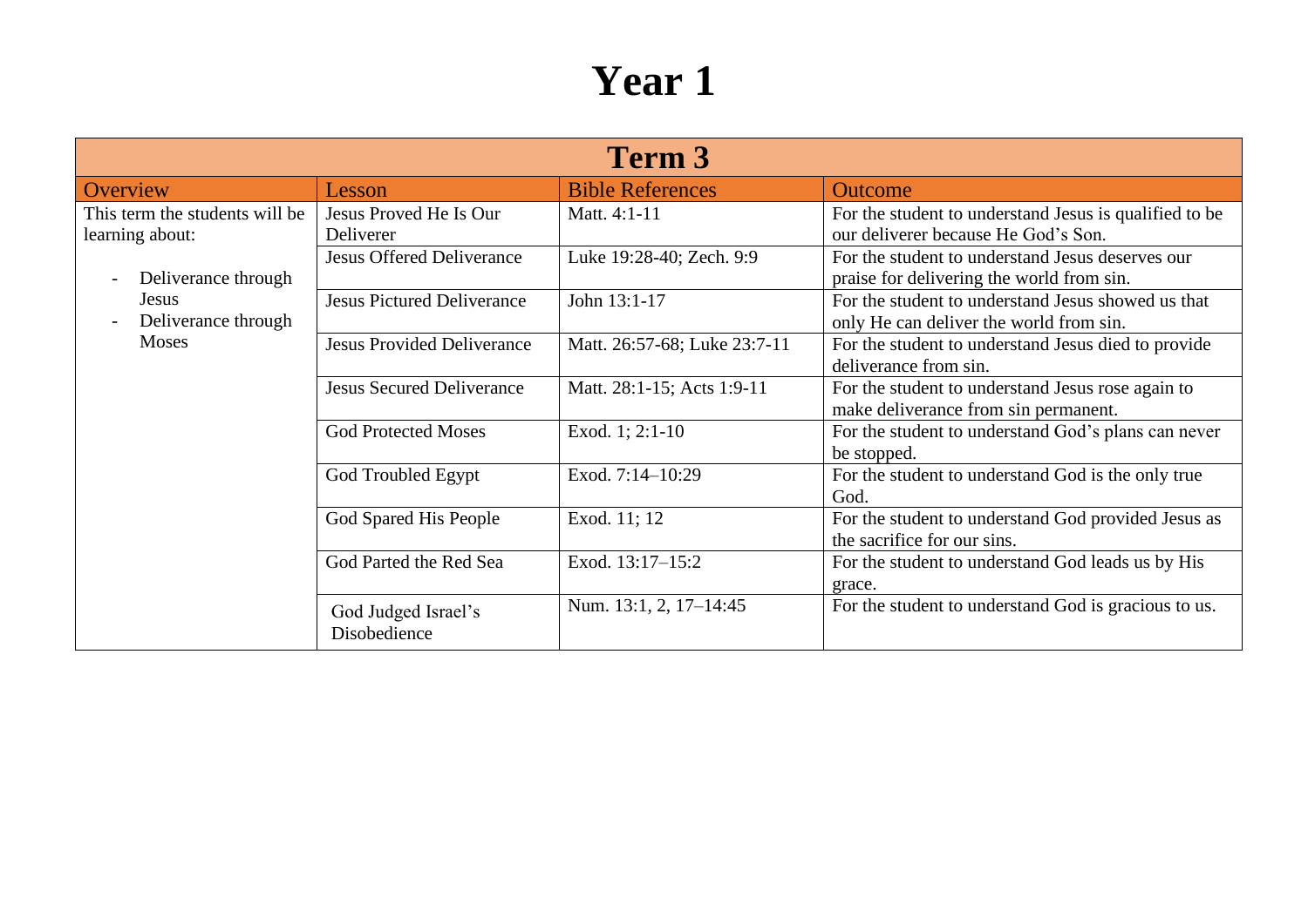# Year 1

| Term 3 | | | |
|---|---|---|---|
| Overview | Lesson | Bible References | Outcome |
| This term the students will be learning about:<br><br>- Deliverance through Jesus<br>- Deliverance through Moses | Jesus Proved He Is Our Deliverer | Matt. 4:1-11 | For the student to understand Jesus is qualified to be our deliverer because He God's Son. |
| | Jesus Offered Deliverance | Luke 19:28-40; Zech. 9:9 | For the student to understand Jesus deserves our praise for delivering the world from sin. |
| | Jesus Pictured Deliverance | John 13:1-17 | For the student to understand Jesus showed us that only He can deliver the world from sin. |
| | Jesus Provided Deliverance | Matt. 26:57-68; Luke 23:7-11 | For the student to understand Jesus died to provide deliverance from sin. |
| | Jesus Secured Deliverance | Matt. 28:1-15; Acts 1:9-11 | For the student to understand Jesus rose again to make deliverance from sin permanent. |
| | God Protected Moses | Exod. 1; 2:1-10 | For the student to understand God's plans can never be stopped. |
| | God Troubled Egypt | Exod. 7:14–10:29 | For the student to understand God is the only true God. |
| | God Spared His People | Exod. 11; 12 | For the student to understand God provided Jesus as the sacrifice for our sins. |
| | God Parted the Red Sea | Exod. 13:17–15:2 | For the student to understand God leads us by His grace. |
| | God Judged Israel's Disobedience | Num. 13:1, 2, 17–14:45 | For the student to understand God is gracious to us. |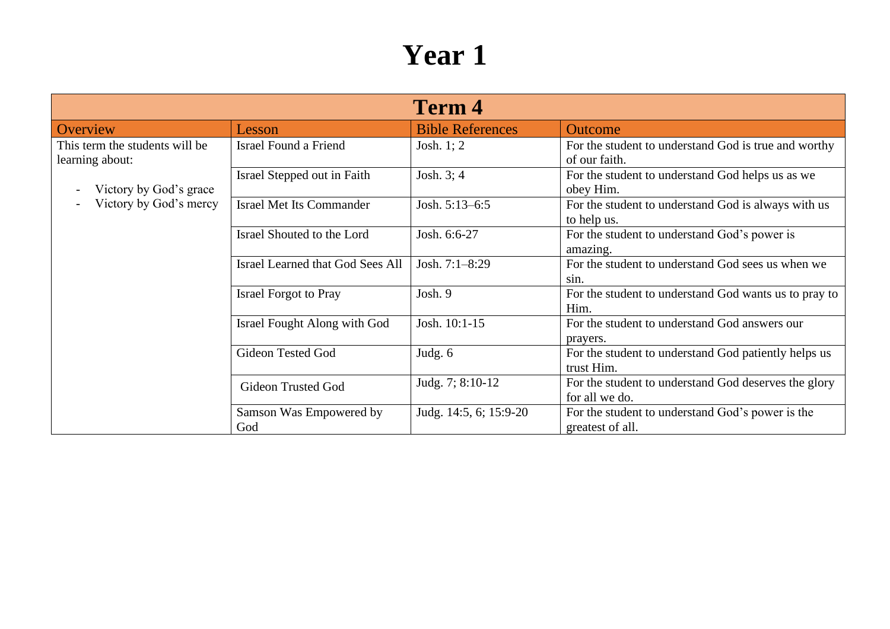# Year 1

| Term 4 | | | |
|---|---|---|---|
| Overview | Lesson | Bible References | Outcome |
| This term the students will be learning about:<br><br>- Victory by God's grace<br>- Victory by God's mercy | Israel Found a Friend | Josh. 1; 2 | For the student to understand God is true and worthy of our faith. |
| | Israel Stepped out in Faith | Josh. 3; 4 | For the student to understand God helps us as we obey Him. |
| | Israel Met Its Commander | Josh. 5:13–6:5 | For the student to understand God is always with us to help us. |
| | Israel Shouted to the Lord | Josh. 6:6-27 | For the student to understand God's power is amazing. |
| | Israel Learned that God Sees All | Josh. 7:1–8:29 | For the student to understand God sees us when we sin. |
| | Israel Forgot to Pray | Josh. 9 | For the student to understand God wants us to pray to Him. |
| | Israel Fought Along with God | Josh. 10:1-15 | For the student to understand God answers our prayers. |
| | Gideon Tested God | Judg. 6 | For the student to understand God patiently helps us trust Him. |
| | Gideon Trusted God | Judg. 7; 8:10-12 | For the student to understand God deserves the glory for all we do. |
| | Samson Was Empowered by God | Judg. 14:5, 6; 15:9-20 | For the student to understand God's power is the greatest of all. |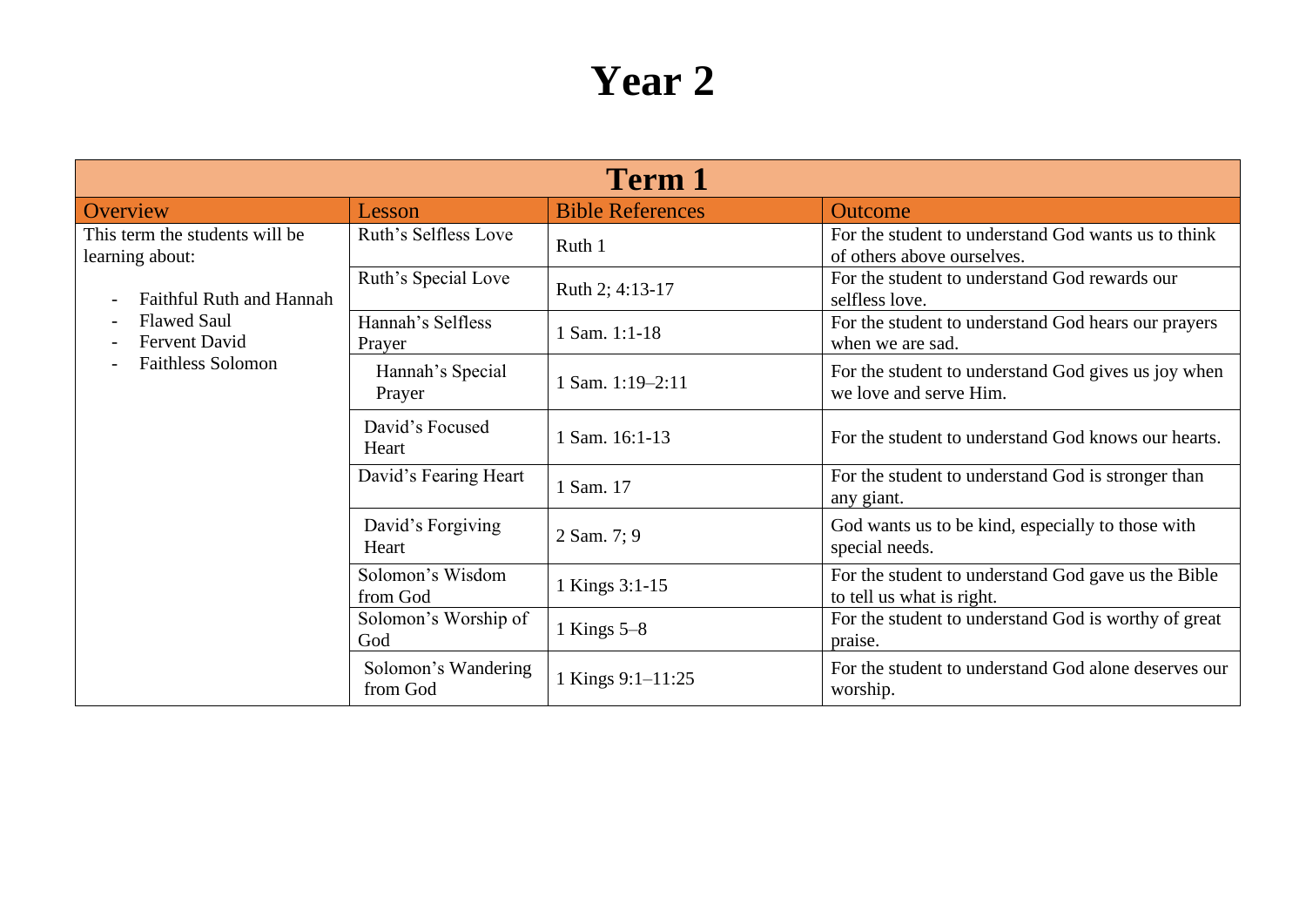# Year 2

| Term 1 | | | |
|---|---|---|---|
| **Overview** | **Lesson** | **Bible References** | **Outcome** |
| This term the students will be learning about:<br><br>- Faithful Ruth and Hannah<br>- Flawed Saul<br>- Fervent David<br>- Faithless Solomon | Ruth's Selfless Love | Ruth 1 | For the student to understand God wants us to think of others above ourselves. |
| | Ruth's Special Love | Ruth 2; 4:13-17 | For the student to understand God rewards our selfless love. |
| | Hannah's Selfless Prayer | 1 Sam. 1:1-18 | For the student to understand God hears our prayers when we are sad. |
| | Hannah's Special Prayer | 1 Sam. 1:19–2:11 | For the student to understand God gives us joy when we love and serve Him. |
| | David's Focused Heart | 1 Sam. 16:1-13 | For the student to understand God knows our hearts. |
| | David's Fearing Heart | 1 Sam. 17 | For the student to understand God is stronger than any giant. |
| | David's Forgiving Heart | 2 Sam. 7; 9 | God wants us to be kind, especially to those with special needs. |
| | Solomon's Wisdom from God | 1 Kings 3:1-15 | For the student to understand God gave us the Bible to tell us what is right. |
| | Solomon's Worship of God | 1 Kings 5–8 | For the student to understand God is worthy of great praise. |
| | Solomon's Wandering from God | 1 Kings 9:1–11:25 | For the student to understand God alone deserves our worship. |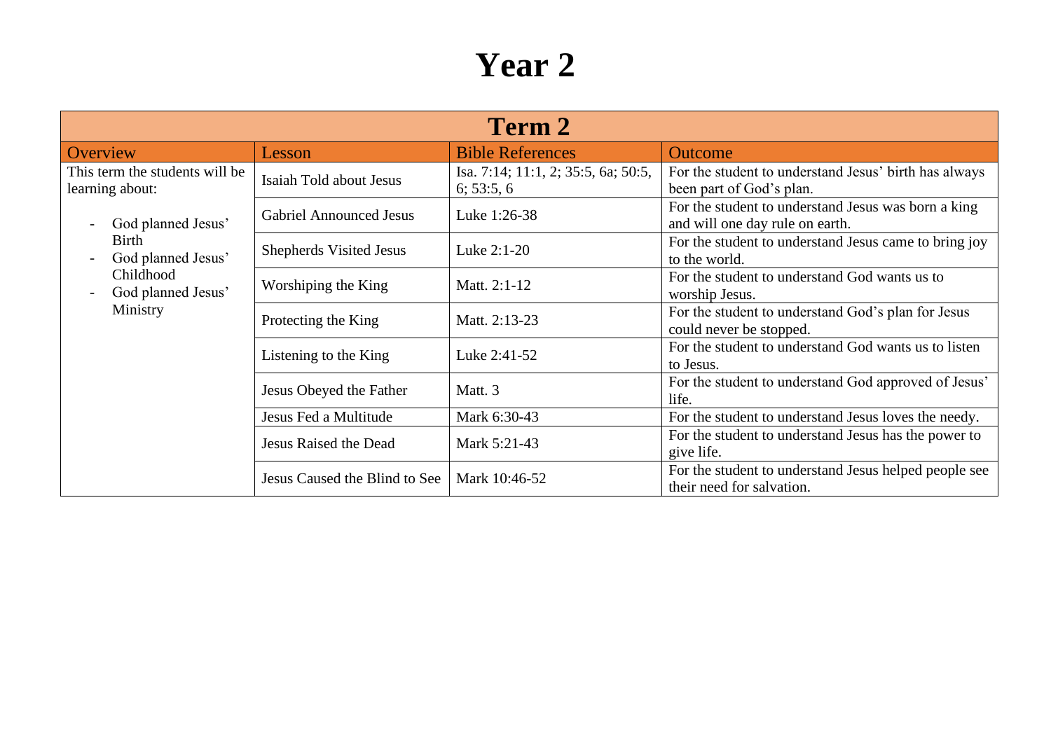# Year 2

| Term 2 | | | |
|---|---|---|---|
| **Overview** | **Lesson** | **Bible References** | **Outcome** |
| This term the students will be learning about:<br><br>- God planned Jesus' Birth<br>- God planned Jesus' Childhood<br>- God planned Jesus' Ministry | Isaiah Told about Jesus | Isa. 7:14; 11:1, 2; 35:5, 6a; 50:5, 6; 53:5, 6 | For the student to understand Jesus' birth has always been part of God's plan. |
| | Gabriel Announced Jesus | Luke 1:26-38 | For the student to understand Jesus was born a king and will one day rule on earth. |
| | Shepherds Visited Jesus | Luke 2:1-20 | For the student to understand Jesus came to bring joy to the world. |
| | Worshiping the King | Matt. 2:1-12 | For the student to understand God wants us to worship Jesus. |
| | Protecting the King | Matt. 2:13-23 | For the student to understand God's plan for Jesus could never be stopped. |
| | Listening to the King | Luke 2:41-52 | For the student to understand God wants us to listen to Jesus. |
| | Jesus Obeyed the Father | Matt. 3 | For the student to understand God approved of Jesus' life. |
| | Jesus Fed a Multitude | Mark 6:30-43 | For the student to understand Jesus loves the needy. |
| | Jesus Raised the Dead | Mark 5:21-43 | For the student to understand Jesus has the power to give life. |
| | Jesus Caused the Blind to See | Mark 10:46-52 | For the student to understand Jesus helped people see their need for salvation. |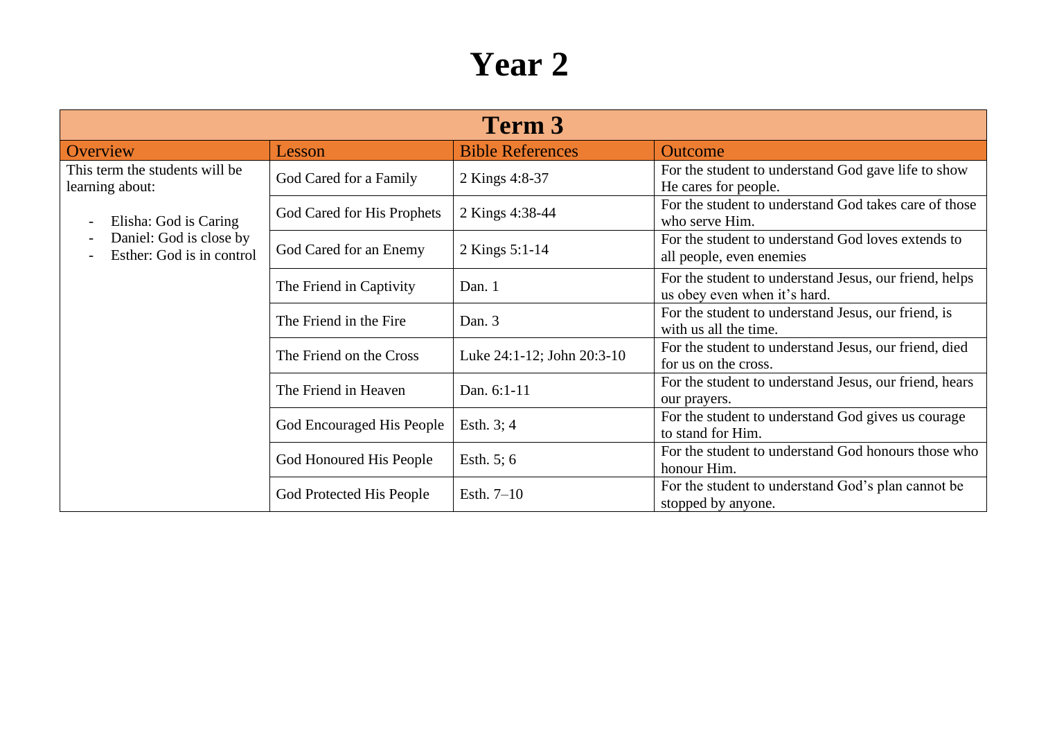# Year 2

| Term 3 | | | |
|---|---|---|---|
| Overview | Lesson | Bible References | Outcome |
| This term the students will be learning about:<br><br>- Elisha: God is Caring<br>- Daniel: God is close by<br>- Esther: God is in control | God Cared for a Family | 2 Kings 4:8-37 | For the student to understand God gave life to show He cares for people. |
| | God Cared for His Prophets | 2 Kings 4:38-44 | For the student to understand God takes care of those who serve Him. |
| | God Cared for an Enemy | 2 Kings 5:1-14 | For the student to understand God loves extends to all people, even enemies |
| | The Friend in Captivity | Dan. 1 | For the student to understand Jesus, our friend, helps us obey even when it's hard. |
| | The Friend in the Fire | Dan. 3 | For the student to understand Jesus, our friend, is with us all the time. |
| | The Friend on the Cross | Luke 24:1-12; John 20:3-10 | For the student to understand Jesus, our friend, died for us on the cross. |
| | The Friend in Heaven | Dan. 6:1-11 | For the student to understand Jesus, our friend, hears our prayers. |
| | God Encouraged His People | Esth. 3; 4 | For the student to understand God gives us courage to stand for Him. |
| | God Honoured His People | Esth. 5; 6 | For the student to understand God honours those who honour Him. |
| | God Protected His People | Esth. 7–10 | For the student to understand God's plan cannot be stopped by anyone. |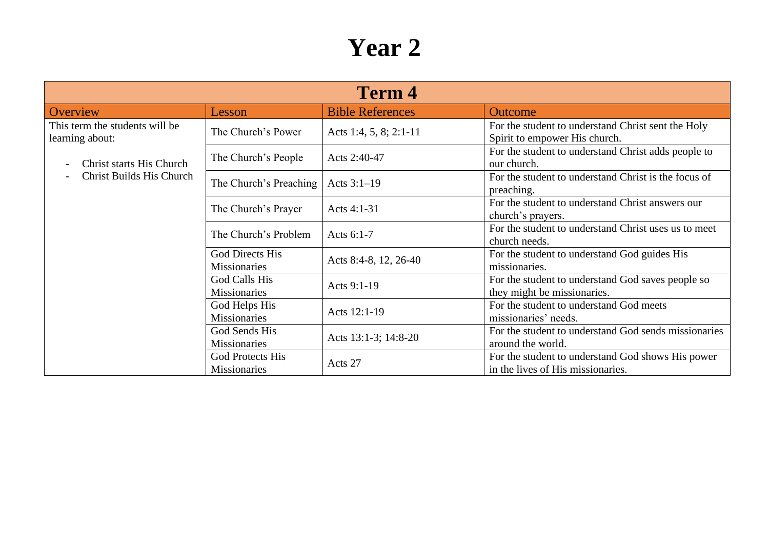# Year 2

| Term 4 | | | |
|---|---|---|---|
| Overview | Lesson | Bible References | Outcome |
| This term the students will be learning about:<br><br>- Christ starts His Church<br>- Christ Builds His Church | The Church's Power | Acts 1:4, 5, 8; 2:1-11 | For the student to understand Christ sent the Holy Spirit to empower His church. |
| | The Church's People | Acts 2:40-47 | For the student to understand Christ adds people to our church. |
| | The Church's Preaching | Acts 3:1–19 | For the student to understand Christ is the focus of preaching. |
| | The Church's Prayer | Acts 4:1-31 | For the student to understand Christ answers our church's prayers. |
| | The Church's Problem | Acts 6:1-7 | For the student to understand Christ uses us to meet church needs. |
| | God Directs His Missionaries | Acts 8:4-8, 12, 26-40 | For the student to understand God guides His missionaries. |
| | God Calls His Missionaries | Acts 9:1-19 | For the student to understand God saves people so they might be missionaries. |
| | God Helps His Missionaries | Acts 12:1-19 | For the student to understand God meets missionaries' needs. |
| | God Sends His Missionaries | Acts 13:1-3; 14:8-20 | For the student to understand God sends missionaries around the world. |
| | God Protects His Missionaries | Acts 27 | For the student to understand God shows His power in the lives of His missionaries. |